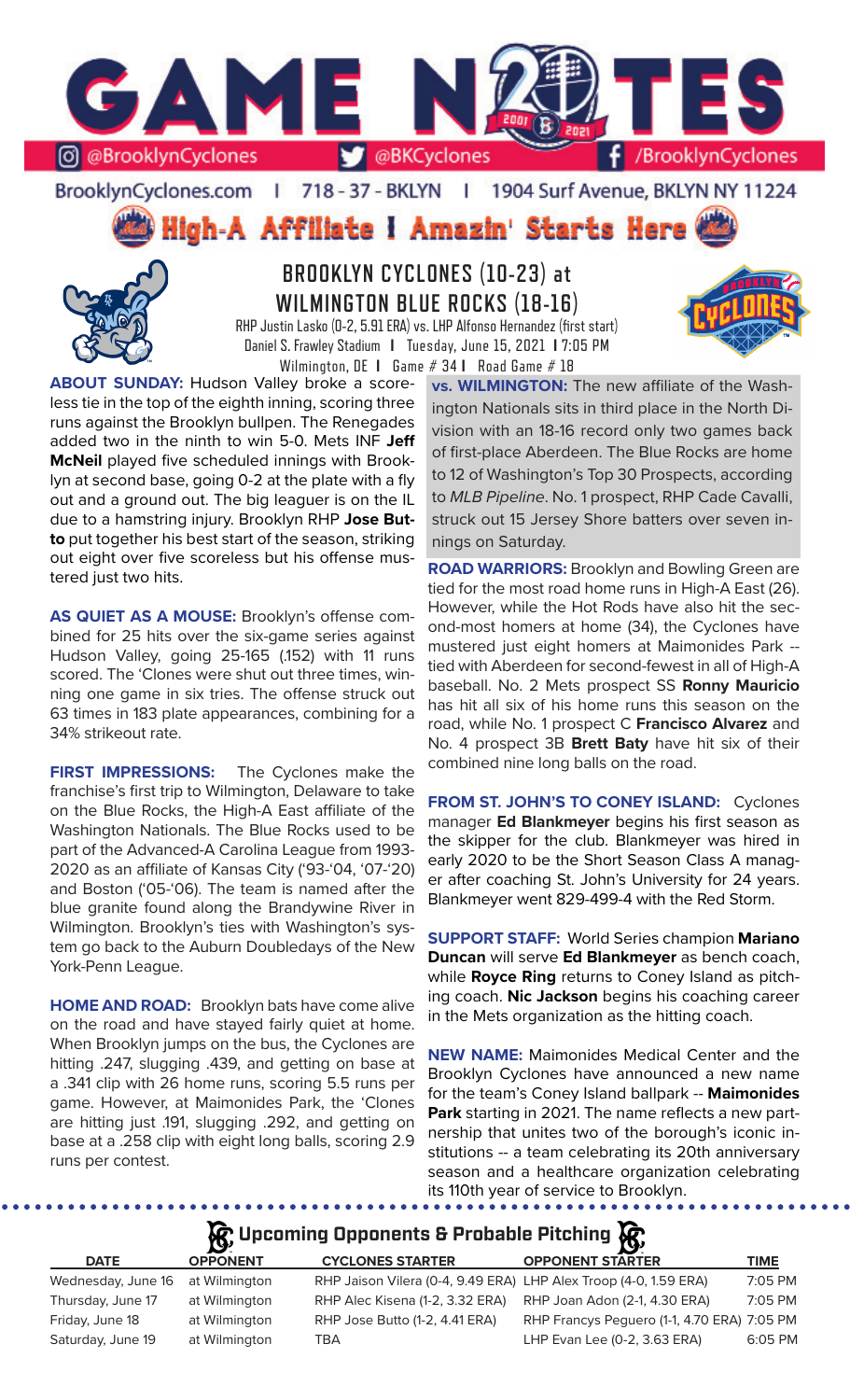# GAME NOTES

@BrooklynCyclones | @BKCyclones | /BrooklynCyclones

BrooklynCyclones.com | 718 - 37 - BKLYN | 1904 Surf Avenue, BKLYN NY 11224

## High-A Affiliate I Amazin' Starts Here

## BROOKLYN CYCLONES (10-23) at WILMINGTON BLUE ROCKS (18-16)

RHP Justin Lasko (0-2, 5.91 ERA) vs. LHP Alfonso Hernandez (first start)
Daniel S. Frawley Stadium I Tuesday, June 15, 2021 I 7:05 PM
Wilmington, DE I Game # 34 I Road Game # 18

**ABOUT SUNDAY:** Hudson Valley broke a scoreless tie in the top of the eighth inning, scoring three runs against the Brooklyn bullpen. The Renegades added two in the ninth to win 5-0. Mets INF **Jeff McNeil** played five scheduled innings with Brooklyn at second base, going 0-2 at the plate with a fly out and a ground out. The big leaguer is on the IL due to a hamstring injury. Brooklyn RHP **Jose Butto** put together his best start of the season, striking out eight over five scoreless but his offense mustered just two hits.

**AS QUIET AS A MOUSE:** Brooklyn's offense combined for 25 hits over the six-game series against Hudson Valley, going 25-165 (.152) with 11 runs scored. The 'Clones were shut out three times, winning one game in six tries. The offense struck out 63 times in 183 plate appearances, combining for a 34% strikeout rate.

**FIRST IMPRESSIONS:** The Cyclones make the franchise's first trip to Wilmington, Delaware to take on the Blue Rocks, the High-A East affiliate of the Washington Nationals. The Blue Rocks used to be part of the Advanced-A Carolina League from 1993-2020 as an affiliate of Kansas City ('93-'04, '07-'20) and Boston ('05-'06). The team is named after the blue granite found along the Brandywine River in Wilmington. Brooklyn's ties with Washington's system go back to the Auburn Doubledays of the New York-Penn League.

**HOME AND ROAD:** Brooklyn bats have come alive on the road and have stayed fairly quiet at home. When Brooklyn jumps on the bus, the Cyclones are hitting .247, slugging .439, and getting on base at a .341 clip with 26 home runs, scoring 5.5 runs per game. However, at Maimonides Park, the 'Clones are hitting just .191, slugging .292, and getting on base at a .258 clip with eight long balls, scoring 2.9 runs per contest.

**vs. WILMINGTON:** The new affiliate of the Washington Nationals sits in third place in the North Division with an 18-16 record only two games back of first-place Aberdeen. The Blue Rocks are home to 12 of Washington's Top 30 Prospects, according to *MLB Pipeline*. No. 1 prospect, RHP Cade Cavalli, struck out 15 Jersey Shore batters over seven innings on Saturday.

**ROAD WARRIORS:** Brooklyn and Bowling Green are tied for the most road home runs in High-A East (26). However, while the Hot Rods have also hit the second-most homers at home (34), the Cyclones have mustered just eight homers at Maimonides Park -- tied with Aberdeen for second-fewest in all of High-A baseball. No. 2 Mets prospect SS **Ronny Mauricio** has hit all six of his home runs this season on the road, while No. 1 prospect C **Francisco Alvarez** and No. 4 prospect 3B **Brett Baty** have hit six of their combined nine long balls on the road.

**FROM ST. JOHN'S TO CONEY ISLAND:** Cyclones manager **Ed Blankmeyer** begins his first season as the skipper for the club. Blankmeyer was hired in early 2020 to be the Short Season Class A manager after coaching St. John's University for 24 years. Blankmeyer went 829-499-4 with the Red Storm.

**SUPPORT STAFF:** World Series champion **Mariano Duncan** will serve **Ed Blankmeyer** as bench coach, while **Royce Ring** returns to Coney Island as pitching coach. **Nic Jackson** begins his coaching career in the Mets organization as the hitting coach.

**NEW NAME:** Maimonides Medical Center and the Brooklyn Cyclones have announced a new name for the team's Coney Island ballpark -- **Maimonides Park** starting in 2021. The name reflects a new partnership that unites two of the borough's iconic institutions -- a team celebrating its 20th anniversary season and a healthcare organization celebrating its 110th year of service to Brooklyn.

## Upcoming Opponents & Probable Pitching

| DATE | OPPONENT | CYCLONES STARTER | OPPONENT STARTER | TIME |
|---|---|---|---|---|
| Wednesday, June 16 | at Wilmington | RHP Jaison Vilera (0-4, 9.49 ERA) | LHP Alex Troop (4-0, 1.59 ERA) | 7:05 PM |
| Thursday, June 17 | at Wilmington | RHP Alec Kisena (1-2, 3.32 ERA) | RHP Joan Adon (2-1, 4.30 ERA) | 7:05 PM |
| Friday, June 18 | at Wilmington | RHP Jose Butto (1-2, 4.41 ERA) | RHP Francys Peguero (1-1, 4.70 ERA) | 7:05 PM |
| Saturday, June 19 | at Wilmington | TBA | LHP Evan Lee (0-2, 3.63 ERA) | 6:05 PM |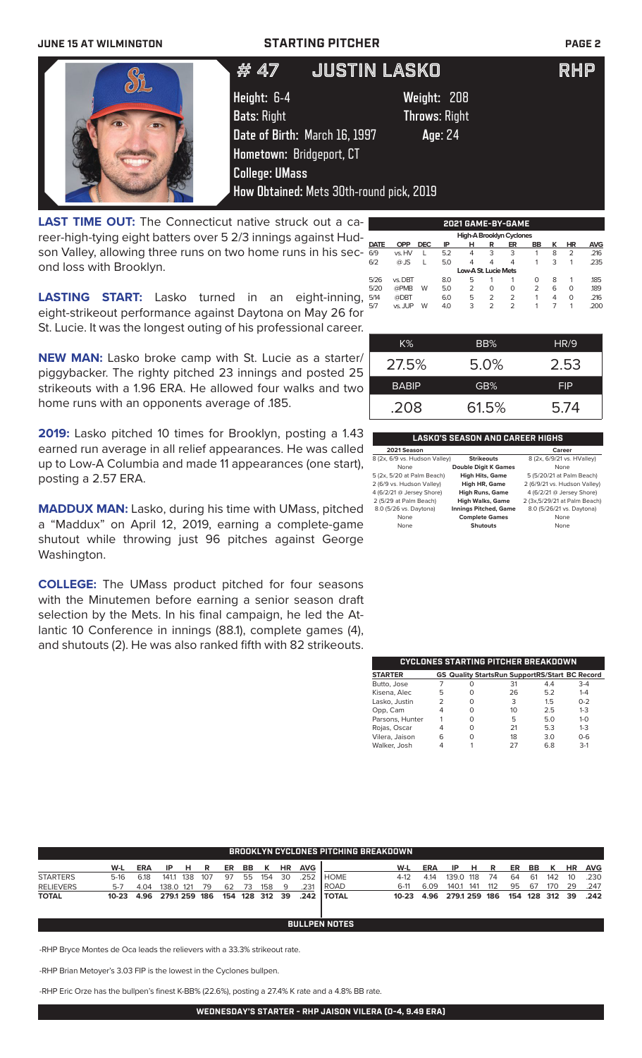# STARTING PITCHER

## # 47 JUSTIN LASKO RHP

**Height:** 6-4 **Weight:** 208
**Bats:** Right **Throws:** Right
**Date of Birth:** March 16, 1997 **Age:** 24
**Hometown:** Bridgeport, CT
**College:** UMass
**How Obtained:** Mets 30th-round pick, 2019

**LAST TIME OUT:** The Connecticut native struck out a career-high-tying eight batters over 5 2/3 innings against Hudson Valley, allowing three runs on two home runs in his second loss with Brooklyn.

**LASTING START:** Lasko turned in an eight-inning, eight-strikeout performance against Daytona on May 26 for St. Lucie. It was the longest outing of his professional career.

**NEW MAN:** Lasko broke camp with St. Lucie as a starter/piggybacker. The righty pitched 23 innings and posted 25 strikeouts with a 1.96 ERA. He allowed four walks and two home runs with an opponents average of .185.

**2019:** Lasko pitched 10 times for Brooklyn, posting a 1.43 earned run average in all relief appearances. He was called up to Low-A Columbia and made 11 appearances (one start), posting a 2.57 ERA.

**MADDUX MAN:** Lasko, during his time with UMass, pitched a "Maddux" on April 12, 2019, earning a complete-game shutout while throwing just 96 pitches against George Washington.

**COLLEGE:** The UMass product pitched for four seasons with the Minutemen before earning a senior season draft selection by the Mets. In his final campaign, he led the Atlantic 10 Conference in innings (88.1), complete games (4), and shutouts (2). He was also ranked fifth with 82 strikeouts.

### 2021 GAME-BY-GAME

| DATE | OPP | DEC | IP | H | R | ER | BB | K | HR | AVG |
|---|---|---|---|---|---|---|---|---|---|---|
| **High-A Brooklyn Cyclones** | | | | | | | | | | |
| 6/9 | vs. HV | L | 5.2 | 4 | 3 | 3 | 1 | 8 | 2 | .216 |
| 6/2 | @ JS | L | 5.0 | 4 | 4 | 4 | 1 | 3 | 1 | .235 |
| **Low-A St. Lucie Mets** | | | | | | | | | | |
| 5/26 | vs. DBT | | 8.0 | 5 | 1 | 1 | 0 | 8 | 1 | .185 |
| 5/20 | @PMB | W | 5.0 | 2 | 0 | 0 | 2 | 6 | 0 | .189 |
| 5/14 | @DBT | | 6.0 | 5 | 2 | 2 | 1 | 4 | 0 | .216 |
| 5/7 | vs. JUP | W | 4.0 | 3 | 2 | 2 | 1 | 7 | 1 | .200 |

| K% | BB% | HR/9 |
|---|---|---|
| 27.5% | 5.0% | 2.53 |
| **BABIP** | **GB%** | **FIP** |
| .208 | 61.5% | 5.74 |

### LASKO'S SEASON AND CAREER HIGHS

| 2021 Season | | Career |
|---|---|---|
| 8 (2x, 6/9 vs. Hudson Valley) | Strikeouts | 8 (2x, 6/9/21 vs. HValley) |
| None | Double Digit K Games | None |
| 5 (2x, 5/20 at Palm Beach) | High Hits, Game | 5 (5/20/21 at Palm Beach) |
| 2 (6/9 vs. Hudson Valley) | High HR, Game | 2 (6/9/21 vs. Hudson Valley) |
| 4 (6/2/21 @ Jersey Shore) | High Runs, Game | 4 (6/2/21 @ Jersey Shore) |
| 2 (5/29 at Palm Beach) | High Walks, Game | 2 (3x,5/29/21 at Palm Beach) |
| 8.0 (5/26 vs. Daytona) | Innings Pitched, Game | 8.0 (5/26/21 vs. Daytona) |
| None | Complete Games | None |
| None | Shutouts | None |

### CYCLONES STARTING PITCHER BREAKDOWN

| STARTER | GS | Quality Starts | Run Support | RS/Start | BC Record |
|---|---|---|---|---|---|
| Butto, Jose | 7 | 0 | 31 | 4.4 | 3-4 |
| Kisena, Alec | 5 | 0 | 26 | 5.2 | 1-4 |
| Lasko, Justin | 2 | 0 | 3 | 1.5 | 0-2 |
| Opp, Cam | 4 | 0 | 10 | 2.5 | 1-3 |
| Parsons, Hunter | 1 | 0 | 5 | 5.0 | 1-0 |
| Rojas, Oscar | 4 | 0 | 21 | 5.3 | 1-3 |
| Vilera, Jaison | 6 | 0 | 18 | 3.0 | 0-6 |
| Walker, Josh | 4 | 1 | 27 | 6.8 | 3-1 |

### BROOKLYN CYCLONES PITCHING BREAKDOWN

| | W-L | ERA | IP | H | R | ER | BB | K | HR | AVG |
|---|---|---|---|---|---|---|---|---|---|---|
| STARTERS | 5-16 | 6.18 | 141.1 | 138 | 107 | 97 | 55 | 154 | 30 | .252 |
| RELIEVERS | 5-7 | 4.04 | 138.0 | 121 | 79 | 62 | 73 | 158 | 9 | .231 |
| TOTAL | 10-23 | 4.96 | 279.1 | 259 | 186 | 154 | 128 | 312 | 39 | .242 |

| | W-L | ERA | IP | H | R | ER | BB | K | HR | AVG |
|---|---|---|---|---|---|---|---|---|---|---|
| HOME | 4-12 | 4.14 | 139.0 | 118 | 74 | 64 | 61 | 142 | 10 | .230 |
| ROAD | 6-11 | 6.09 | 140.1 | 141 | 112 | 95 | 67 | 170 | 29 | .247 |
| TOTAL | 10-23 | 4.96 | 279.1 | 259 | 186 | 154 | 128 | 312 | 39 | .242 |

### BULLPEN NOTES

-RHP Bryce Montes de Oca leads the relievers with a 33.3% strikeout rate.

-RHP Brian Metoyer's 3.03 FIP is the lowest in the Cyclones bullpen.

-RHP Eric Orze has the bullpen's finest K-BB% (22.6%), posting a 27.4% K rate and a 4.8% BB rate.

**WEDNESDAY'S STARTER - RHP JAISON VILERA (0-4, 9.49 ERA)**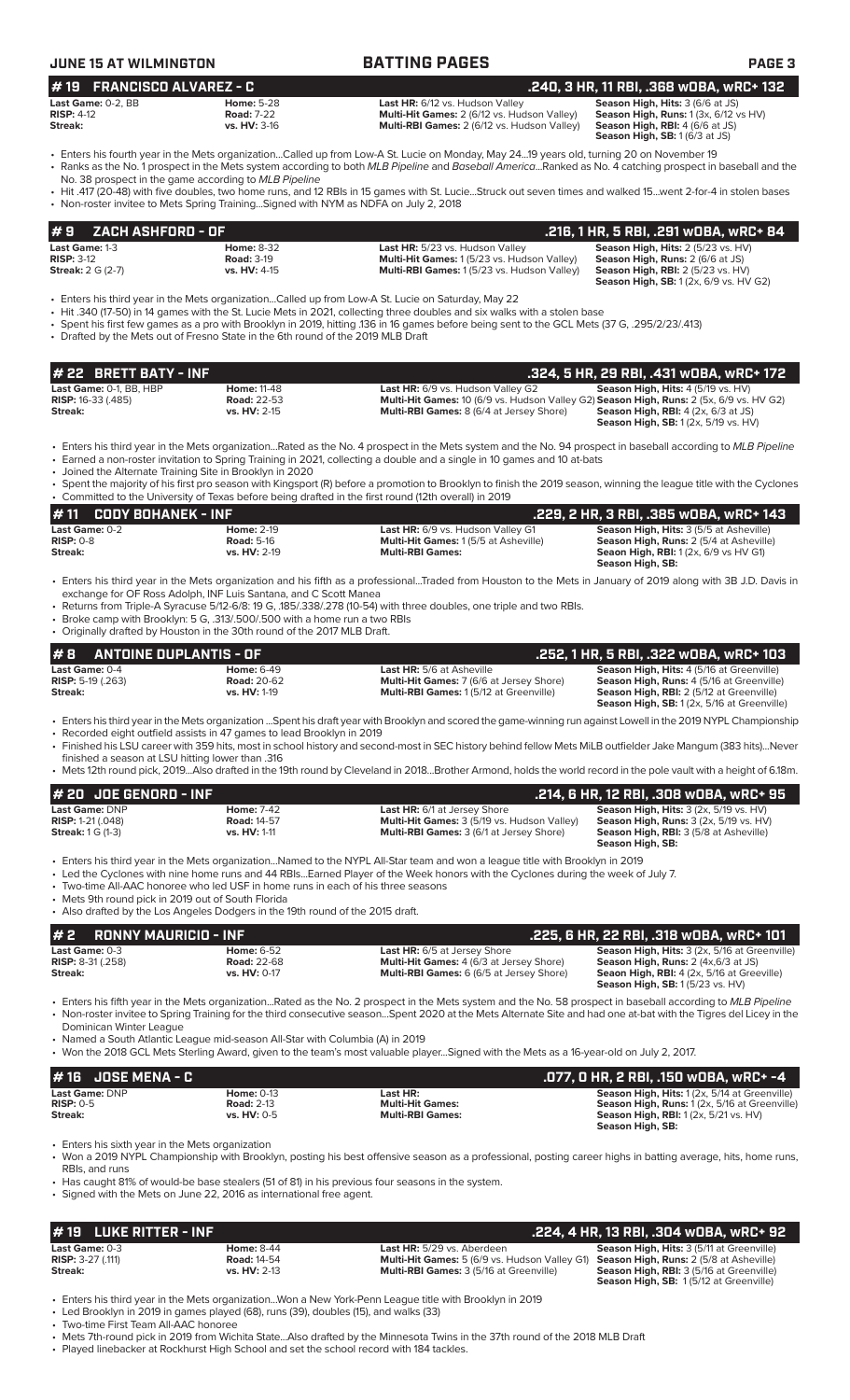JUNE 15 AT WILMINGTON | BATTING PAGES

## # 19 FRANCISCO ALVAREZ - C — .240, 3 HR, 11 RBI, .368 wOBA, wRC+ 132

| | | | |
|---|---|---|---|
| **Last Game:** 0-2, BB | **Home:** 5-28 | **Last HR:** 6/12 vs. Hudson Valley | **Season High, Hits:** 3 (6/6 at JS) |
| **RISP:** 4-12 | **Road:** 7-22 | **Multi-Hit Games:** 2 (6/12 vs. Hudson Valley) | **Season High, Runs:** 1 (3x, 6/12 vs HV) |
| **Streak:** | **vs. HV:** 3-16 | **Multi-RBI Games:** 2 (6/12 vs. Hudson Valley) | **Season High, RBI:** 4 (6/6 at JS) |
| | | | **Season High, SB:** 1 (6/3 at JS) |

- Enters his fourth year in the Mets organization...Called up from Low-A St. Lucie on Monday, May 24...19 years old, turning 20 on November 19
- Ranks as the No. 1 prospect in the Mets system according to both *MLB Pipeline* and *Baseball America*...Ranked as No. 4 catching prospect in baseball and the No. 38 prospect in the game according to *MLB Pipeline*
- Hit .417 (20-48) with five doubles, two home runs, and 12 RBIs in 15 games with St. Lucie...Struck out seven times and walked 15...went 2-for-4 in stolen bases
- Non-roster invitee to Mets Spring Training...Signed with NYM as NDFA on July 2, 2018

## # 9 ZACH ASHFORD - OF — .216, 1 HR, 5 RBI, .291 wOBA, wRC+ 84

| | | | |
|---|---|---|---|
| **Last Game:** 1-3 | **Home:** 8-32 | **Last HR:** 5/23 vs. Hudson Valley | **Season High, Hits:** 2 (5/23 vs. HV) |
| **RISP:** 3-12 | **Road:** 3-19 | **Multi-Hit Games:** 1 (5/23 vs. Hudson Valley) | **Season High, Runs:** 2 (6/6 at JS) |
| **Streak:** 2 G (2-7) | **vs. HV:** 4-15 | **Multi-RBI Games:** 1 (5/23 vs. Hudson Valley) | **Season High, RBI:** 2 (5/23 vs. HV) |
| | | | **Season High, SB:** 1 (2x, 6/9 vs. HV G2) |

- Enters his third year in the Mets organization...Called up from Low-A St. Lucie on Saturday, May 22
- Hit .340 (17-50) in 14 games with the St. Lucie Mets in 2021, collecting three doubles and six walks with a stolen base
- Spent his first few games as a pro with Brooklyn in 2019, hitting .136 in 16 games before being sent to the GCL Mets (37 G, .295/2.23/.413)
- Drafted by the Mets out of Fresno State in the 6th round of the 2019 MLB Draft

## # 22 BRETT BATY - INF — .324, 5 HR, 29 RBI, .431 wOBA, wRC+ 172

| | | | |
|---|---|---|---|
| **Last Game:** 0-1, BB, HBP | **Home:** 11-48 | **Last HR:** 6/9 vs. Hudson Valley G2 | **Season High, Hits:** 4 (5/19 vs. HV) |
| **RISP:** 16-33 (.485) | **Road:** 22-53 | **Multi-Hit Games:** 10 (6/9 vs. Hudson Valley G2) | **Season High, Runs:** 2 (5x, 6/9 vs. HV G2) |
| **Streak:** | **vs. HV:** 2-15 | **Multi-RBI Games:** 8 (6/4 at Jersey Shore) | **Season High, RBI:** 4 (2x, 6/3 at JS) |
| | | | **Season High, SB:** 1 (2x, 5/19 vs. HV) |

- Enters his third year in the Mets organization...Rated as the No. 4 prospect in the Mets system and the No. 94 prospect in baseball according to *MLB Pipeline*
- Earned a non-roster invitation to Spring Training in 2021, collecting a double and a single in 10 games and 10 at-bats
- Joined the Alternate Training Site in Brooklyn in 2020
- Spent the majority of his first pro season with Kingsport (R) before a promotion to Brooklyn to finish the 2019 season, winning the league title with the Cyclones
- Committed to the University of Texas before being drafted in the first round (12th overall) in 2019

## # 11 CODY BOHANEK - INF — .229, 2 HR, 3 RBI, .385 wOBA, wRC+ 143

| | | | |
|---|---|---|---|
| **Last Game:** 0-2 | **Home:** 2-19 | **Last HR:** 6/9 vs. Hudson Valley G1 | **Season High, Hits:** 3 (5/5 at Asheville) |
| **RISP:** 0-8 | **Road:** 5-16 | **Multi-Hit Games:** 1 (5/5 at Asheville) | **Season High, Runs:** 2 (5/4 at Asheville) |
| **Streak:** | **vs. HV:** 2-19 | **Multi-RBI Games:** | **Seaon High, RBI:** 1 (2x, 6/9 vs HV G1) |
| | | | **Season High, SB:** |

- Enters his third year in the Mets organization and his fifth as a professional...Traded from Houston to the Mets in January of 2019 along with 3B J.D. Davis in exchange for OF Ross Adolph, INF Luis Santana, and C Scott Manea
- Returns from Triple-A Syracuse 5/12-6/8: 19 G, .185/.338/.278 (10-54) with three doubles, one triple and two RBIs.
- Broke camp with Brooklyn: 5 G, .313/.500/.500 with a home run a two RBIs
- Originally drafted by Houston in the 30th round of the 2017 MLB Draft.

## # 8 ANTOINE DUPLANTIS - OF — .252, 1 HR, 5 RBI, .322 wOBA, wRC+ 103

| | | | |
|---|---|---|---|
| **Last Game:** 0-4 | **Home:** 6-49 | **Last HR:** 5/6 at Asheville | **Season High, Hits:** 4 (5/16 at Greenville) |
| **RISP:** 5-19 (.263) | **Road:** 20-62 | **Multi-Hit Games:** 7 (6/6 at Jersey Shore) | **Season High, Runs:** 4 (5/16 at Greenville) |
| **Streak:** | **vs. HV:** 1-19 | **Multi-RBI Games:** 1 (5/12 at Greenville) | **Season High, RBI:** 2 (5/12 at Greenville) |
| | | | **Season High, SB:** 1 (2x, 5/16 at Greenville) |

- Enters his third year in the Mets organization ...Spent his draft year with Brooklyn and scored the game-winning run against Lowell in the 2019 NYPL Championship
- Recorded eight outfield assists in 47 games to lead Brooklyn in 2019
- Finished his LSU career with 359 hits, most in school history and second-most in SEC history behind fellow Mets MiLB outfielder Jake Mangum (383 hits)...Never finished a season at LSU hitting lower than .316
- Mets 12th round pick, 2019...Also drafted in the 19th round by Cleveland in 2018...Brother Armond, holds the world record in the pole vault with a height of 6.18m.

## # 20 JOE GENORD - INF — .214, 6 HR, 12 RBI, .308 wOBA, wRC+ 95

| | | | |
|---|---|---|---|
| **Last Game:** DNP | **Home:** 7-42 | **Last HR:** 6/1 at Jersey Shore | **Season High, Hits:** 3 (2x, 5/19 vs. HV) |
| **RISP:** 1-21 (.048) | **Road:** 14-57 | **Multi-Hit Games:** 3 (5/19 vs. Hudson Valley) | **Season High, Runs:** 3 (2x, 5/19 vs. HV) |
| **Streak:** 1 G (1-3) | **vs. HV:** 1-11 | **Multi-RBI Games:** 3 (6/1 at Jersey Shore) | **Season High, RBI:** 3 (5/8 at Asheville) |
| | | | **Season High, SB:** |

- Enters his third year in the Mets organization...Named to the NYPL All-Star team and won a league title with Brooklyn in 2019
- Led the Cyclones with nine home runs and 44 RBIs...Earned Player of the Week honors with the Cyclones during the week of July 7.
- Two-time All-AAC honoree who led USF in home runs in each of his three seasons
- Mets 9th round pick in 2019 out of South Florida
- Also drafted by the Los Angeles Dodgers in the 19th round of the 2015 draft.

## # 2 RONNY MAURICIO - INF — .225, 6 HR, 22 RBI, .318 wOBA, wRC+ 101

| | | | |
|---|---|---|---|
| **Last Game:** 0-3 | **Home:** 6-52 | **Last HR:** 6/5 at Jersey Shore | **Season High, Hits:** 3 (2x, 5/16 at Greenville) |
| **RISP:** 8-31 (.258) | **Road:** 22-68 | **Multi-Hit Games:** 4 (6/3 at Jersey Shore) | **Season High, Runs:** 2 (4x,6/3 at JS) |
| **Streak:** | **vs. HV:** 0-17 | **Multi-RBI Games:** 6 (6/5 at Jersey Shore) | **Seaon High, RBI:** 4 (2x, 5/16 at Greeville) |
| | | | **Season High, SB:** 1 (5/23 vs. HV) |

- Enters his fifth year in the Mets organization...Rated as the No. 2 prospect in the Mets system and the No. 58 prospect in baseball according to *MLB Pipeline*
- Non-roster invitee to Spring Training for the third consecutive season...Spent 2020 at the Mets Alternate Site and had one at-bat with the Tigres del Licey in the Dominican Winter League
- Named a South Atlantic League mid-season All-Star with Columbia (A) in 2019
- Won the 2018 GCL Mets Sterling Award, given to the team's most valuable player...Signed with the Mets as a 16-year-old on July 2, 2017.

## # 16 JOSE MENA - C — .077, 0 HR, 2 RBI, .150 wOBA, wRC+ -4

| | | | |
|---|---|---|---|
| **Last Game:** DNP | **Home:** 0-13 | **Last HR:** | **Season High, Hits:** 1 (2x, 5/14 at Greenville) |
| **RISP:** 0-5 | **Road:** 2-13 | **Multi-Hit Games:** | **Season High, Runs:** 1 (2x, 5/16 at Greenville) |
| **Streak:** | **vs. HV:** 0-5 | **Multi-RBI Games:** | **Season High, RBI:** 1 (2x, 5/21 vs. HV) |
| | | | **Season High, SB:** |

- Enters his sixth year in the Mets organization
- Won a 2019 NYPL Championship with Brooklyn, posting his best offensive season as a professional, posting career highs in batting average, hits, home runs, RBIs, and runs
- Has caught 81% of would-be base stealers (51 of 81) in his previous four seasons in the system.
- Signed with the Mets on June 22, 2016 as international free agent.

## # 19 LUKE RITTER - INF — .224, 4 HR, 13 RBI, .304 wOBA, wRC+ 92

| | | | |
|---|---|---|---|
| **Last Game:** 0-3 | **Home:** 8-44 | **Last HR:** 5/29 vs. Aberdeen | **Season High, Hits:** 3 (5/11 at Greenville) |
| **RISP:** 3-27 (.111) | **Road:** 14-54 | **Multi-Hit Games:** 5 (6/9 vs. Hudson Valley G1) | **Season High, Runs:** 2 (5/8 at Asheville) |
| **Streak:** | **vs. HV:** 2-13 | **Multi-RBI Games:** 3 (5/16 at Greenville) | **Season High, RBI:** 3 (5/16 at Greenville) |
| | | | **Season High, SB:** 1 (5/12 at Greenville) |

- Enters his third year in the Mets organization...Won a New York-Penn League title with Brooklyn in 2019
- Led Brooklyn in 2019 in games played (68), runs (39), doubles (15), and walks (33)
- Two-time First Team All-AAC honoree
- Mets 7th-round pick in 2019 from Wichita State...Also drafted by the Minnesota Twins in the 37th round of the 2018 MLB Draft
- Played linebacker at Rockhurst High School and set the school record with 184 tackles.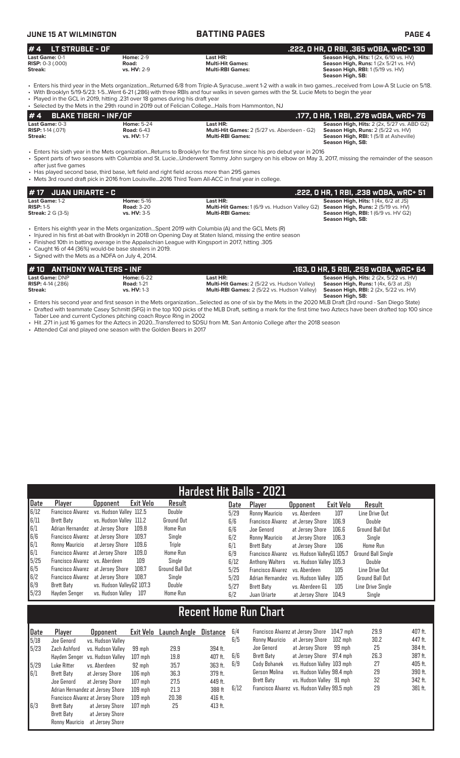## #4 LT STRUBLE - OF

**.222, 0 HR, 0 RBI, .365 wOBA, wRC+ 130**

**Last Game:** 0-1 | **Home:** 2-9 | **Last HR:** | **Season High, Hits:** 1 (2x, 6/10 vs. HV)
**RISP:** 0-3 (.000) | **Road:** | **Multi-Hit Games:** | **Season High, Runs:** 1 (2x 5/21 vs. HV)
**Streak:** | **vs. HV:** 2-9 | **Multi-RBI Games:** | **Season High, RBI:** 1 (5/19 vs. HV)
**Season High, SB:**

- Enters his third year in the Mets organization...Returned 6/8 from Triple-A Syracuse...went 1-2 with a walk in two games...received from Low-A St Lucie on 5/18.
- With Brooklyn 5/19-5/23: 1-5...Went 6-21 (.286) with three RBIs and four walks in seven games with the St. Lucie Mets to begin the year
- Played in the GCL in 2019, hitting .231 over 18 games during his draft year
- Selected by the Mets in the 29th round in 2019 out of Felician College...Hails from Hammonton, NJ

## #4 BLAKE TIBERI - INF/OF

**.177, 0 HR, 1 RBI, .278 wOBA, wRC+ 76**

**Last Game:** 0-3 | **Home:** 5-24 | **Last HR:** | **Season High, Hits:** 2 (2x, 5/27 vs. ABD G2)
**RISP:** 1-14 (.071) | **Road:** 6-43 | **Multi-Hit Games:** 2 (5/27 vs. Aberdeen - G2) | **Season High, Runs:** 2 (5/22 vs. HV)
**Streak:** | **vs. HV:** 1-7 | **Multi-RBI Games:** | **Season High, RBI:** 1 (5/8 at Asheville)
**Season High, SB:**

- Enters his sixth year in the Mets organization...Returns to Brooklyn for the first time since his pro debut year in 2016
- Spent parts of two seasons with Columbia and St. Lucie...Underwent Tommy John surgery on his elbow on May 3, 2017, missing the remainder of the season after just five games
- Has played second base, third base, left field and right field across more than 295 games
- Mets 3rd round draft pick in 2016 from Louisville...2016 Third Team All-ACC in final year in college.

## #17 JUAN URIARTE - C

**.222, 0 HR, 1 RBI, .238 wOBA, wRC+ 51**

**Last Game:** 1-2 | **Home:** 5-16 | **Last HR:** | **Season High, Hits:** 1 (4x, 6/2 at JS)
**RISP:** 1-5 | **Road:** 3-20 | **Multi-Hit Games:** 1 (6/9 vs. Hudson Valley G2) | **Season High, Runs:** 2 (5/19 vs. HV)
**Streak:** 2 G (3-5) | **vs. HV:** 3-5 | **Multi-RBI Games:** | **Season High, RBI:** 1 (6/9 vs. HV G2)
**Season High, SB:**

- Enters his eighth year in the Mets organization...Spent 2019 with Columbia (A) and the GCL Mets (R)
- Injured in his first at-bat with Brooklyn in 2018 on Opening Day at Staten Island, missing the entire season
- Finished 10th in batting average in the Appalachian League with Kingsport in 2017, hitting .305
- Caught 16 of 44 (36%) would-be base stealers in 2019.
- Signed with the Mets as a NDFA on July 4, 2014.

## #10 ANTHONY WALTERS - INF

**.163, 0 HR, 5 RBI, .259 wOBA, wRC+ 64**

**Last Game:** DNP | **Home:** 6-22 | **Last HR:** | **Season High, Hits:** 2 (2x, 5/22 vs. HV)
**RISP:** 4-14 (.286) | **Road:** 1-21 | **Multi-Hit Games:** 2 (5/22 vs. Hudson Valley) | **Season High, Runs:** 1 (4x, 6/3 at JS)
**Streak:** | **vs. HV:** 1-3 | **Multi-RBI Games:** 2 (5/22 vs. Hudson Valley) | **Season High, RBI:** 2 (2x, 5/22 vs. HV)
**Season High, SB:**

- Enters his second year and first season in the Mets organization...Selected as one of six by the Mets in the 2020 MLB Draft (3rd round - San Diego State)
- Drafted with teammate Casey Schmitt (SFG) in the top 100 picks of the MLB Draft, setting a mark for the first time two Aztecs have been drafted top 100 since Taber Lee and current Cyclones pitching coach Royce Ring in 2002
- Hit .271 in just 16 games for the Aztecs in 2020...Transferred to SDSU from Mt. San Antonio College after the 2018 season
- Attended Cal and played one season with the Golden Bears in 2017

## Hardest Hit Balls - 2021

| Date | Player | Opponent | Exit Velo | Result |
|---|---|---|---|---|
| 6/12 | Francisco Alvarez | vs. Hudson Valley | 112.5 | Double |
| 6/11 | Brett Baty | vs. Hudson Valley | 111.2 | Ground Out |
| 6/1 | Adrian Hernandez | at Jersey Shore | 109.8 | Home Run |
| 6/6 | Francisco Alvarez | at Jersey Shore | 109.7 | Single |
| 6/1 | Ronny Mauricio | at Jersey Shore | 109.6 | Triple |
| 6/1 | Francisco Alvarez | at Jersey Shore | 109.0 | Home Run |
| 5/25 | Francisco Alvarez | vs. Aberdeen | 109 | Single |
| 6/5 | Francisco Alvarez | at Jersey Shore | 108.7 | Ground Ball Out |
| 6/2 | Francisco Alvarez | at Jersey Shore | 108.7 | Single |
| 6/9 | Brett Baty | vs. Hudson ValleyG2 | 107.3 | Double |
| 5/23 | Hayden Senger | vs. Hudson Valley | 107 | Home Run |
| 5/29 | Ronny Mauricio | vs. Aberdeen | 107 | Line Drive Out |
| 6/6 | Francisco Alvarez | at Jersey Shore | 106.9 | Double |
| 6/6 | Joe Genord | at Jersey Shore | 106.6 | Ground Ball Out |
| 6/2 | Ronny Mauricio | at Jersey Shore | 106.3 | Single |
| 6/1 | Brett Baty | at Jersey Shore | 106 | Home Run |
| 6/9 | Francisco Alvarez | vs. Hudson ValleyG1 | 105.7 | Ground Ball Single |
| 6/12 | Anthony Walters | vs. Hudson Valley | 105.3 | Double |
| 5/25 | Francisco Alvarez | vs. Aberdeen | 105 | Line Drive Out |
| 5/20 | Adrian Hernandez | vs. Hudson Valley | 105 | Ground Ball Out |
| 5/27 | Brett Baty | vs. Aberdeen G1 | 105 | Line Drive Single |
| 6/2 | Juan Uriarte | at Jersey Shore | 104.9 | Single |

## Recent Home Run Chart

| Date | Player | Opponent | Exit Velo | Launch Angle | Distance |
|---|---|---|---|---|---|
| 5/18 | Joe Genord | vs. Hudson Valley | | | |
| 5/23 | Zach Ashford | vs. Hudson Valley | 99 mph | 29.9 | 394 ft. |
| | Hayden Senger | vs. Hudson Valley | 107 mph | 19.8 | 407 ft. |
| 5/29 | Luke Ritter | vs. Aberdeen | 92 mph | 35.7 | 363 ft. |
| 6/1 | Brett Baty | at Jersey Shore | 106 mph | 36.3 | 379 ft. |
| | Joe Genord | at Jersey Shore | 107 mph | 27.5 | 449 ft. |
| | Adrian Hernandez | at Jersey Shore | 109 mph | 21.3 | 388 ft |
| | Francisco Alvarez | at Jersey Shore | 109 mph | 20.38 | 416 ft. |
| 6/3 | Brett Baty | at Jersey Shore | 107 mph | 25 | 413 ft. |
| | Brett Baty | at Jersey Shore | | | |
| | Ronny Mauricio | at Jersey Shore | | | |
| 6/4 | Francisco Alvarez | at Jersey Shore | 104.7 mph | 29.9 | 407 ft. |
| 6/5 | Ronny Mauricio | at Jersey Shore | 102 mph | 30.2 | 447 ft. |
| | Joe Genord | at Jersey Shore | 99 mph | 25 | 384 ft. |
| 6/6 | Brett Baty | at Jersey Shore | 97.4 mph | 26.3 | 387 ft. |
| 6/9 | Cody Bohanek | vs. Hudson Valley | 103 mph | 27 | 405 ft. |
| | Gerson Molina | vs. Hudson Valley | 98.4 mph | 29 | 390 ft. |
| | Brett Baty | vs. Hudson Valley | 91 mph | 32 | 342 ft. |
| 6/12 | Francisco Alvarez | vs. Hudson Valley | 99.5 mph | 29 | 381 ft. |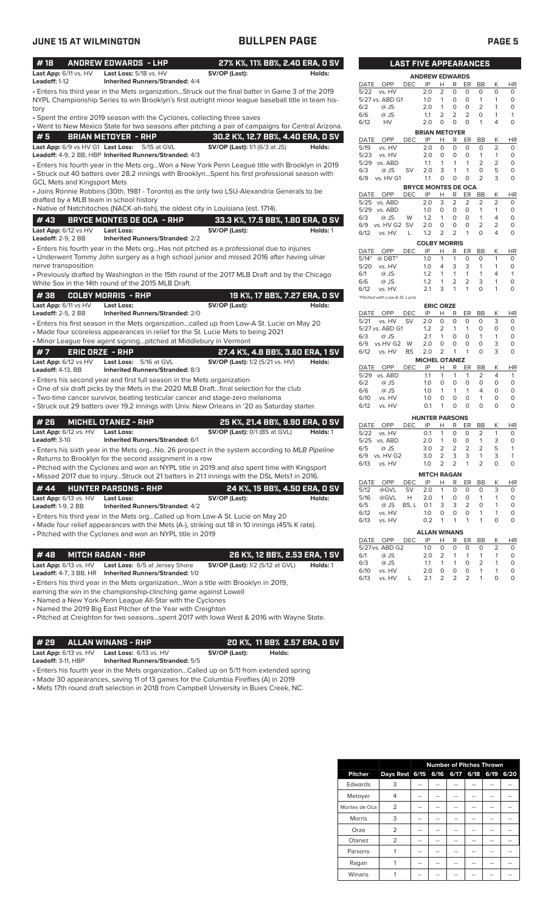## JUNE 15 AT WILMINGTON — BULLPEN PAGE

### # 18 ANDREW EDWARDS - LHP — 27% K%, 11% BB%, 2.40 ERA, 0 SV

**Last App:** 6/11 vs. HV **Last Loss:** 5/18 vs. HV **SV/OP (Last):** **Holds:**
**Leadoff:** 1-12 **Inherited Runners/Stranded:** 4/4

- Enters his third year in the Mets organization...Struck out the final batter in Game 3 of the 2019 NYPL Championship Series to win Brooklyn's first outright minor league baseball title in team history
- Spent the entire 2019 season with the Cyclones, collecting three saves
- Went to New Mexico State for two seasons after pitching a pair of campaigns for Central Arizona.

### # 5 BRIAN METOYER - RHP — 30.2 K%, 12.7 BB%, 4.40 ERA, 0 SV

**Last App:** 6/9 vs HV G1 **Last Loss:** 5/15 at GVL **SV/OP (Last):** 1/1 (6/3 at JS) **Holds:**
**Leadoff:** 4-9, 2 BB, HBP **Inherited Runners/Stranded:** 4/3

- Enters his fourth year in the Mets org...Won a New York Penn League title with Brooklyn in 2019
- Struck out 40 batters over 28.2 innings with Brooklyn...Spent his first professional season with GCL Mets and Kingsport Mets
- Joins Ronnie Robbins (30th, 1981 - Toronto) as the only two LSU-Alexandria Generals to be drafted by a MLB team in school history
- Native of Natchitoches (NACK-ah-tish), the oldest city in Louisiana (est. 1714).

### # 43 BRYCE MONTES DE OCA - RHP — 33.3 K%, 17.5 BB%, 1.80 ERA, 0 SV

**Last App:** 6/12 vs HV **Last Loss:** **SV/OP (Last):** **Holds:** 1
**Leadoff:** 2-9, 2 BB **Inherited Runners/Stranded:** 2/2

- Enters his fourth year in the Mets org...Has not pitched as a professional due to injuries
- Underwent Tommy John surgery as a high school junior and missed 2016 after having ulnar nerve transposition
- Previously drafted by Washington in the 15th round of the 2017 MLB Draft and by the Chicago White Sox in the 14th round of the 2015 MLB Draft.

### # 38 COLBY MORRIS - RHP — 19 K%, 17 BB%, 7.27 ERA, 0 SV

**Last App:** 6/11 vs HV **Last Loss:** **SV/OP (Last):** **Holds:**
**Leadoff:** 2-5, 2 BB **Inherited Runners/Stranded:** 2/0

- Enters his first season in the Mets organization...called up from Low-A St. Lucie on May 20
- Made four scoreless appearances in relief for the St. Lucie Mets to being 2021
- Minor League free agent signing...pitched at Middlebury in Vermont

### # 7 ERIC ORZE - RHP — 27.4 K%, 4.8 BB%, 3.60 ERA, 1 SV

**Last App:** 6/12 vs HV **Last Loss:** 5/16 at GVL **SV/OP (Last):** 1/2 (5/21 vs. HV) **Holds:**
**Leadoff:** 4-13, BB **Inherited Runners/Stranded:** 8/3

- Enters his second year and first full season in the Mets organization
- One of six draft picks by the Mets in the 2020 MLB Draft...final selection for the club
- Two-time cancer survivor, beating testicular cancer and stage-zero melanoma
- Struck out 29 batters over 19.2 innings with Univ. New Orleans in '20 as Saturday starter.

### # 26 MICHEL OTANEZ - RHP — 25 K%, 21.4 BB%, 9.90 ERA, 0 SV

**Last App:** 6/12 vs. HV **Last Loss:** **SV/OP (Last):** 0/1 (BS at GVL) **Holds:** 1
**Leadoff:** 3-10 **Inherited Runners/Stranded:** 6/1

- Enters his sixth year in the Mets org...No. 26 prospect in the system according to *MLB Pipeline*
- Returns to Brooklyn for the second assignment in a row
- Pitched with the Cyclones and won an NYPL title in 2019 and also spent time with Kingsport
- Missed 2017 due to injury...Struck out 21 batters in 21.1 innings with the DSL Mets1 in 2016.

### # 44 HUNTER PARSONS - RHP — 24 K%, 15 BB%, 4.50 ERA, 0 SV

**Last App:** 6/13 vs. HV **Last Loss:** **SV/OP (Last):** **Holds:**
**Leadoff:** 1-9, 2 BB **Inherited Runners/Stranded:** 4/2

- Enters his third year in the Mets org...Called up from Low-A St. Lucie on May 20
- Made four relief appearances with the Mets (A-), striking out 18 in 10 innings (45% K rate).
- Pitched with the Cyclones and won an NYPL title in 2019

### # 48 MITCH RAGAN - RHP — 26 K%, 12 BB%, 2.53 ERA, 1 SV

**Last App:** 6/13 vs. HV **Last Loss:** 6/5 at Jersey Shore **SV/OP (Last):** 1/2 (5/12 at GVL) **Holds:** 1
**Leadoff:** 4-17, 3 BB, HR **Inherited Runners/Stranded:** 1/0

- Enters his third year in the Mets organization...Won a title with Brooklyn in 2019, earning the win in the championship-clinching game against Lowell
- Named a New York-Penn League All-Star with the Cyclones
- Named the 2019 Big East Pitcher of the Year with Creighton
- Pitched at Creighton for two seasons...spent 2017 with Iowa West & 2016 with Wayne State.

### # 29 ALLAN WINANS - RHP — 20 K%, 11 BB% 2.57 ERA, 0 SV

**Last App:** 6/13 vs. HV **Last Loss:** 6/13 vs. HV **SV/OP (Last):** **Holds:**
**Leadoff:** 3-11, HBP **Inherited Runners/Stranded:** 5/5

- Enters his fourth year in the Mets organization...Called up on 5/11 from extended spring
- Made 30 appearances, saving 11 of 13 games for the Columbia Fireflies (A) in 2019
- Mets 17th round draft selection in 2018 from Campbell University in Buies Creek, NC.

## LAST FIVE APPEARANCES

**ANDREW EDWARDS**

| DATE | OPP | DEC | IP | H | R | ER | BB | K | HR |
|---|---|---|---|---|---|---|---|---|---|
| 5/22 | vs. HV | | 2.0 | 2 | 0 | 0 | 0 | 0 | 0 |
| 5/27 | vs. ABD G1 | | 1.0 | 1 | 0 | 0 | 1 | 1 | 0 |
| 6/2 | @ JS | | 2.0 | 1 | 0 | 0 | 2 | 1 | 0 |
| 6/6 | @ JS | | 1.1 | 2 | 2 | 2 | 0 | 1 | 1 |
| 6/12 | HV | | 2.0 | 0 | 0 | 0 | 1 | 4 | 0 |

**BRIAN METOYER**

| DATE | OPP | DEC | IP | H | R | ER | BB | K | HR |
|---|---|---|---|---|---|---|---|---|---|
| 5/19 | vs. HV | | 2.0 | 0 | 0 | 0 | 0 | 2 | 0 |
| 5/23 | vs. HV | | 2.0 | 0 | 0 | 0 | 1 | 1 | 0 |
| 5/29 | vs. ABD | | 1.1 | 1 | 1 | 1 | 2 | 2 | 0 |
| 6/3 | @ JS | SV | 2.0 | 3 | 1 | 1 | 0 | 5 | 0 |
| 6/9 | vs. HV G1 | | 1.1 | 0 | 0 | 0 | 2 | 3 | 0 |

**BRYCE MONTES DE OCA**

| DATE | OPP | DEC | IP | H | R | ER | BB | K | HR |
|---|---|---|---|---|---|---|---|---|---|
| 5/25 | vs. ABD | | 2.0 | 3 | 2 | 2 | 2 | 2 | 0 |
| 5/29 | vs. ABD | | 1.0 | 0 | 0 | 0 | 1 | 1 | 0 |
| 6/3 | @ JS | W | 1.2 | 1 | 0 | 0 | 1 | 4 | 0 |
| 6/9 | vs. HV G2 | SV | 2.0 | 0 | 0 | 0 | 2 | 2 | 0 |
| 6/12 | vs. HV | L | 1.2 | 2 | 2 | 1 | 0 | 4 | 0 |

**COLBY MORRIS**

| DATE | OPP | DEC | IP | H | R | ER | BB | K | HR |
|---|---|---|---|---|---|---|---|---|---|
| 5/14* | @ DBT* | | 1.0 | 1 | 1 | 0 | 0 | 1 | 0 |
| 5/20 | vs. HV | | 1.0 | 4 | 3 | 3 | 1 | 1 | 0 |
| 6/1 | @ JS | | 1.2 | 1 | 1 | 1 | 1 | 4 | 1 |
| 6/6 | @ JS | | 1.2 | 1 | 2 | 2 | 3 | 1 | 0 |
| 6/12 | vs. HV | | 2.1 | 3 | 1 | 1 | 0 | 1 | 0 |

*Pitched with Low-A St. Lucie*

**ERIC ORZE**

| DATE | OPP | DEC | IP | H | R | ER | BB | K | HR |
|---|---|---|---|---|---|---|---|---|---|
| 5/21 | vs. HV | SV | 2.0 | 0 | 0 | 0 | 0 | 3 | 0 |
| 5/27 | vs. ABD G1 | | 1.2 | 2 | 1 | 1 | 0 | 0 | 0 |
| 6/3 | @ JS | | 2.1 | 1 | 0 | 0 | 1 | 1 | 0 |
| 6/9 | vs HV G2 | W | 2.0 | 0 | 0 | 0 | 0 | 3 | 0 |
| 6/12 | vs. HV | BS | 2.0 | 2 | 1 | 1 | 0 | 3 | 0 |

**MICHEL OTANEZ**

| DATE | OPP | DEC | IP | H | R | ER | BB | K | HR |
|---|---|---|---|---|---|---|---|---|---|
| 5/29 | vs. ABD | | 1.1 | 1 | 1 | 1 | 2 | 4 | 1 |
| 6/2 | @ JS | | 1.0 | 0 | 0 | 0 | 0 | 0 | 0 |
| 6/6 | @ JS | | 1.0 | 1 | 1 | 1 | 4 | 0 | 0 |
| 6/10 | vs. HV | | 1.0 | 0 | 0 | 0 | 1 | 0 | 0 |
| 6/12 | vs. HV | | 0.1 | 1 | 0 | 0 | 0 | 0 | 0 |

**HUNTER PARSONS**

| DATE | OPP | DEC | IP | H | R | ER | BB | K | HR |
|---|---|---|---|---|---|---|---|---|---|
| 5/22 | vs. HV | | 0.1 | 1 | 0 | 0 | 2 | 1 | 0 |
| 5/25 | vs. ABD | | 2.0 | 1 | 0 | 0 | 1 | 3 | 0 |
| 6/5 | @ JS | | 3.0 | 2 | 2 | 2 | 2 | 5 | 1 |
| 6/9 | vs. HV G2 | | 3.0 | 2 | 3 | 3 | 1 | 3 | 1 |
| 6/13 | vs. HV | | 1.0 | 2 | 2 | 1 | 2 | 0 | 0 |

**MITCH RAGAN**

| DATE | OPP | DEC | IP | H | R | ER | BB | K | HR |
|---|---|---|---|---|---|---|---|---|---|
| 5/12 | @GVL | SV | 2.0 | 1 | 0 | 0 | 0 | 3 | 0 |
| 5/16 | @GVL | H | 2.0 | 1 | 0 | 0 | 1 | 1 | 0 |
| 6/5 | @ JS | BS, L | 0.1 | 3 | 3 | 2 | 0 | 1 | 0 |
| 6/12 | vs. HV | | 1.0 | 0 | 0 | 0 | 1 | 1 | 0 |
| 6/13 | vs. HV | | 0.2 | 1 | 1 | 1 | 1 | 0 | 0 |

**ALLAN WINANS**

| DATE | OPP | DEC | IP | H | R | ER | BB | K | HR |
|---|---|---|---|---|---|---|---|---|---|
| 5/27 | vs. ABD G2 | | 1.0 | 0 | 0 | 0 | 0 | 2 | 0 |
| 6/1 | @ JS | | 2.0 | 2 | 1 | 1 | 1 | 1 | 0 |
| 6/3 | @ JS | | 1.1 | 1 | 1 | 0 | 2 | 1 | 0 |
| 6/10 | vs. HV | | 2.0 | 0 | 0 | 0 | 1 | 1 | 0 |
| 6/13 | vs. HV | L | 2.1 | 2 | 2 | 2 | 1 | 0 | 0 |

## Number of Pitches Thrown

| Pitcher | Days Rest | 6/15 | 6/16 | 6/17 | 6/18 | 6/19 | 6/20 |
|---|---|---|---|---|---|---|---|
| Edwards | 3 | -- | -- | -- | -- | -- | -- |
| Metoyer | 4 | -- | -- | -- | -- | -- | -- |
| Montes de Oca | 2 | -- | -- | -- | -- | -- | -- |
| Morris | 3 | -- | -- | -- | -- | -- | -- |
| Orze | 2 | -- | -- | -- | -- | -- | -- |
| Otanez | 2 | -- | -- | -- | -- | -- | -- |
| Parsons | 1 | -- | -- | -- | -- | -- | -- |
| Ragan | 1 | -- | -- | -- | -- | -- | -- |
| Winans | 1 | -- | -- | -- | -- | -- | -- |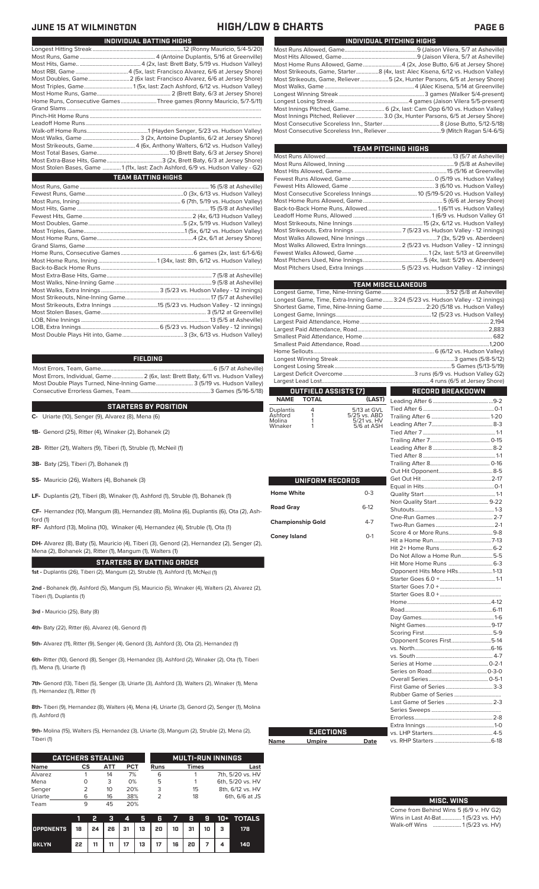# JUNE 15 AT WILMINGTON — HIGH/LOW & CHARTS

## INDIVIDUAL BATTING HIGHS

| | |
|---|---|
| Longest Hitting Streak | 12 (Ronny Mauricio, 5/4-5/20) |
| Most Runs, Game | 4 (Antoine Duplantis, 5/16 at Greenville) |
| Most Hits, Game | 4 (2x, last: Brett Baty, 5/19 vs. Hudson Valley) |
| Most RBI, Game | 4 (5x, last: Francisco Alvarez, 6/6 at Jersey Shore) |
| Most Doubles, Game | 2 (6x last: Francisco Alvarez, 6/6 at Jersey Shore) |
| Most Triples, Game | 1 (5x, last: Zach Ashford, 6/12 vs. Hudson Valley) |
| Most Home Runs, Game | 2 (Brett Baty, 6/3 at Jersey Shore) |
| Home Runs, Consecutive Games | Three games (Ronny Mauricio, 5/7-5/11) |
| Grand Slams | |
| Pinch-Hit Home Runs | |
| Leadoff Home Runs | |
| Walk-off Home Runs | 1 (Hayden Senger, 5/23 vs. Hudson Valley) |
| Most Walks, Game | 3 (2x, Antoine Duplantis, 6/2 at Jersey Shore) |
| Most Strikeouts, Game | 4 (6x, Anthony Walters, 6/12 vs. Hudson Valley) |
| Most Total Bases, Game | 10 (Brett Baty, 6/3 at Jersey Shore) |
| Most Extra-Base Hits, Game | 3 (2x, Brett Baty, 6/3 at Jersey Shore) |
| Most Stolen Bases, Game | 1 (11x, last: Zach Ashford, 6/9 vs. Hudson Valley - G2) |

## TEAM BATTING HIGHS

| | |
|---|---|
| Most Runs, Game | 16 (5/8 at Asheville) |
| Fewest Runs, Game | 0 (3x, 6/13 vs. Hudson Valley) |
| Most Runs, Inning | 6 (7th, 5/19 vs. Hudson Valley) |
| Most Hits, Game | 15 (5/8 at Asheville) |
| Fewest Hits, Game | 2 (4x, 6/13 vs. Hudson Valley) |
| Most Doubles, Game | 5 (2x, 5/19 vs. Hudson Valley) |
| Most Triples, Game | 1 (5x, 6/12 vs. Hudson Valley) |
| Most Home Runs, Game | 4 (2x, 6/1 at Jersey Shore) |
| Grand Slams, Game | |
| Home Runs, Consecutive Games | 6 games (2x, last: 6/1-6/6) |
| Most Home Runs, Inning | 1 (34x, last: 8th, 6/12 vs. Hudson Valley) |
| Back-to-Back Home Runs | |
| Most Extra-Base Hits, Game | 7 (5/8 at Asheville) |
| Most Walks, Nine-Inning Game | 9 (5/8 at Asheville) |
| Most Walks, Extra Innings | 3 (5/23 vs. Hudson Valley - 12 innings) |
| Most Strikeouts, Nine-Inning Game | 17 (5/7 at Asheville) |
| Most Strikeouts, Extra Innings | 15 (5/23 vs. Hudson Valley - 12 innings) |
| Most Stolen Bases, Game | 3 (5/12 at Greenville) |
| LOB, Nine Innings | 13 (5/5 at Asheville) |
| LOB, Extra Innings | 6 (5/23 vs. Hudson Valley - 12 innings) |
| Most Double Plays Hit into, Game | 3 (3x, 6/13 vs. Hudson Valley) |

## FIELDING

| | |
|---|---|
| Most Errors, Team, Game | 6 (5/7 at Asheville) |
| Most Errors, Individual, Game | 2 (6x, last: Brett Baty, 6/11 vs. Hudson Valley) |
| Most Double Plays Turned, Nine-Inning Game | 3 (5/19 vs. Hudson Valley) |
| Consecutive Errorless Games, Team | 3 Games (5/16-5/18) |

## STARTERS BY POSITION

**C-** Uriarte (10), Senger (9), Alvarez (8), Mena (6)

**1B-** Genord (25), Ritter (4), Winaker (2), Bohanek (2)

**2B-** Ritter (21), Walters (9), Tiberi (1), Struble (1), McNeil (1)

**3B-** Baty (25), Tiberi (7), Bohanek (1)

**SS-** Mauricio (26), Walters (4), Bohanek (3)

**LF-** Duplantis (21), Tiberi (8), Winaker (1), Ashford (1), Struble (1), Bohanek (1)

**CF-** Hernandez (10), Mangum (8), Hernandez (8), Molina (6), Duplantis (6), Ota (2), Ashford (1)

**RF-** Ashford (13), Molina (10), Winaker (4), Hernandez (4), Struble (1), Ota (1)

**DH-** Alvarez (8), Baty (5), Mauricio (4), Tiberi (3), Genord (2), Hernandez (2), Senger (2), Mena (2), Bohanek (2), Ritter (1), Mangum (1), Walters (1)

## STARTERS BY BATTING ORDER

**1st -** Duplantis (26), Tiberi (2), Mangum (2), Struble (1), Ashford (1), McNeil (1)

**2nd -** Bohanek (9), Ashford (5), Mangum (5), Mauricio (5), Winaker (4), Walters (2), Alvarez (2), Tiberi (1), Duplantis (1)

**3rd -** Mauricio (25), Baty (8)

**4th-** Baty (22), Ritter (6), Alvarez (4), Genord (1)

**5th-** Alvarez (11), Ritter (9), Senger (4), Genord (3), Ashford (3), Ota (2), Hernandez (1)

**6th-** Ritter (10), Genord (8), Senger (3), Hernandez (3), Ashford (2), Winaker (2), Ota (1), Tiberi (1), Mena (1), Uriarte (1)

**7th-** Genord (13), Tiberi (5), Senger (3), Uriarte (3), Ashford (3), Walters (2), Winaker (1), Mena (1), Hernandez (1), Ritter (1)

**8th-** Tiberi (9), Hernandez (8), Walters (4), Mena (4), Uriarte (3), Genord (2), Senger (1), Molina (1), Ashford (1)

**9th-** Molina (15), Walters (5), Hernandez (3), Uriarte (3), Mangum (2), Struble (2), Mena (2), Tiberi (1)

## CATCHERS STEALING

| Name | CS | ATT | PCT |
|---|---|---|---|
| Alvarez | 1 | 14 | 7% |
| Mena | 0 | 3 | 0% |
| Senger | 2 | 10 | 20% |
| Uriarte | 6 | 16 | 38% |
| Team | 9 | 45 | 20% |

## MULTI-RUN INNINGS

| Runs | Times | Last |
|---|---|---|
| 6 | 1 | 7th, 5/20 vs. HV |
| 5 | 1 | 6th, 5/20 vs. HV |
| 3 | 15 | 8th, 6/12 vs. HV |
| 2 | 18 | 6th, 6/6 at JS |

| | 1 | 2 | 3 | 4 | 5 | 6 | 7 | 8 | 9 | 10+ | TOTALS |
|---|---|---|---|---|---|---|---|---|---|---|---|
| OPPONENTS | 18 | 24 | 26 | 31 | 13 | 20 | 10 | 31 | 10 | 3 | 178 |
| BKLYN | 22 | 11 | 11 | 17 | 13 | 17 | 16 | 20 | 7 | 4 | 140 |

## INDIVIDUAL PITCHING HIGHS

| | |
|---|---|
| Most Runs Allowed, Game | 9 (Jaison Vilera, 5/7 at Asheville) |
| Most Hits Allowed, Game | 9 (Jaison Vilera, 5/7 at Asheville) |
| Most Home Runs Allowed, Game | 4 (2x, Jose Butto, 6/6 at Jersey Shore) |
| Most Strikeouts, Game, Starter | 8 (4x, last: Alec Kisena, 6/12 vs. Hudson Valley) |
| Most Strikeouts, Game, Reliever | 5 (2x, Hunter Parsons, 6/5 at Jersey Shore) |
| Most Walks, Game | 4 (Alec Kisena, 5/14 at Greenville) |
| Longest Winning Streak | 3 games (Walker 5/4-present) |
| Longest Losing Streak | 4 games (Jaison Vilera 5/5-present) |
| Most Innings Pitched, Game | 6 (2x, last: Cam Opp 6/10 vs. Hudson Valley) |
| Most Innings Pitched, Reliever | 3.0 (3x, Hunter Parsons, 6/5 at Jersey Shore) |
| Most Consecutive Scoreless Inn., Starter | 8 (Jose Butto, 5/12-5/18) |
| Most Consecutive Scoreless Inn., Reliever | 9 (Mitch Ragan 5/4-6/5) |

## TEAM PITCHING HIGHS

| | |
|---|---|
| Most Runs Allowed | 13 (5/7 at Asheville) |
| Most Runs Allowed, Inning | 9 (5/8 at Asheville) |
| Most Hits Allowed, Game | 15 (5/16 at Greenville) |
| Fewest Runs Allowed, Game | 0 (5/19 vs. Hudson Valley) |
| Fewest Hits Allowed, Game | 3 (6/10 vs. Hudson Valley) |
| Most Consecutive Scoreless Innings | 10 (5/19-5/20 vs. Hudson Valley) |
| Most Home Runs Allowed, Game | 5 (6/6 at Jersey Shore) |
| Back-to-Back Home Runs, Allowed | 1 (6/11 vs. Hudson Valley) |
| Leadoff Home Runs, Allowed | 1 (6/9 vs. Hudson Valley G1) |
| Most Strikeouts, Nine Innings | 15 (2x, 6/12 vs. Hudson Valley) |
| Most Strikeouts, Extra Innings | 7 (5/23 vs. Hudson Valley - 12 innings) |
| Most Walks Allowed, Nine Innings | 7 (3x, 5/29 vs. Aberdeen) |
| Most Walks Allowed, Extra Innings | 2 (5/23 vs. Hudson Valley - 12 innings) |
| Fewest Walks Allowed, Game | 1 (2x, last: 5/13 at Greenville) |
| Most Pitchers Used, Nine Innings | 5 (4x, last: 5/29 vs. Aberdeen) |
| Most Pitchers Used, Extra Innings | 5 (5/23 vs. Hudson Valley - 12 innings) |

## TEAM MISCELLANEOUS

| | |
|---|---|
| Longest Game, Time, Nine-Inning Game | 3:52 (5/8 at Asheville) |
| Longest Game, Time, Extra-Inning Game | 3:24 (5/23 vs. Hudson Valley - 12 innings) |
| Shortest Game, Time, Nine-Inning Game | 2:20 (5/18 vs. Hudson Valley) |
| Longest Game, Innings | 12 (5/23 vs. Hudson Valley) |
| Largest Paid Attendance, Home | 2,194 |
| Largest Paid Attendance, Road | 2,883 |
| Smallest Paid Attendance, Home | 682 |
| Smallest Paid Attendance, Road | 1,200 |
| Home Sellouts | 6 (6/12 vs. Hudson Valley) |
| Longest Winning Streak | 3 games (5/8-5/12) |
| Longest Losing Streak | 5 Games (5/13-5/19) |
| Largest Deficit Overcome | 3 runs (6/9 vs. Hudson Valley G2) |
| Largest Lead Lost | 4 runs (6/5 at Jersey Shore) |

## OUTFIELD ASSISTS (7)

| NAME | TOTAL | (LAST) |
|---|---|---|
| Duplantis | 4 | 5/13 at GVL |
| Ashford | 1 | 5/25 vs. ABD |
| Molina | 1 | 5/21 vs. HV |
| Winaker | 1 | 5/6 at ASH |

## UNIFORM RECORDS

| | |
|---|---|
| Home White | 0-3 |
| Road Gray | 6-12 |
| Championship Gold | 4-7 |
| Coney Island | 0-1 |

## RECORD BREAKDOWN

| | |
|---|---|
| Leading After 6 | 9-2 |
| Tied After 6 | 0-1 |
| Trailing After 6 | 1-20 |
| Leading After 7 | 8-3 |
| Tied After 7 | 1-1 |
| Trailing After 7 | 0-15 |
| Leading After 8 | 8-2 |
| Tied After 8 | 1-1 |
| Trailing After 8 | 0-16 |
| Out Hit Opponent | 8-5 |
| Get Out Hit | 2-17 |
| Equal in Hits | 0-1 |
| Quality Start | 1-1 |
| Non Quality Start | 9-22 |
| Shutouts | 1-3 |
| One-Run Games | 2-7 |
| Two-Run Games | 2-1 |
| Score 4 or More Runs | 9-8 |
| Hit a Home Run | 7-13 |
| Hit 2+ Home Runs | 6-2 |
| Do Not Allow a Home Run | 5-5 |
| Hit More Home Runs | 6-3 |
| Opponent Hits More HRs | 1-13 |
| Starter Goes 6.0 + | 1-1 |
| Starter Goes 7.0 + | |
| Starter Goes 8.0 + | |
| Home | 4-12 |
| Road | 6-11 |
| Day Games | 1-6 |
| Night Games | 9-17 |
| Scoring First | 5-9 |
| Opponent Scores First | 5-14 |
| vs. North | 6-16 |
| vs. South | 4-7 |
| Series at Home | 0-2-1 |
| Series on Road | 0-3-0 |
| Overall Series | 0-5-1 |
| First Game of Series | 3-3 |
| Rubber Game of Series | |
| Last Game of Series | 2-3 |
| Series Sweeps | |
| Errorless | 2-8 |
| Extra Innings | 1-0 |
| vs. LHP Starters | 4-5 |
| vs. RHP Starters | 6-18 |

## EJECTIONS

| Name | Umpire | Date |
|---|---|---|

## MISC. WINS

| | |
|---|---|
| Come from Behind Wins | 5 (6/9 v. HV G2) |
| Wins in Last At-Bat | 1 (5/23 vs. HV) |
| Walk-off Wins | 1 (5/23 vs. HV) |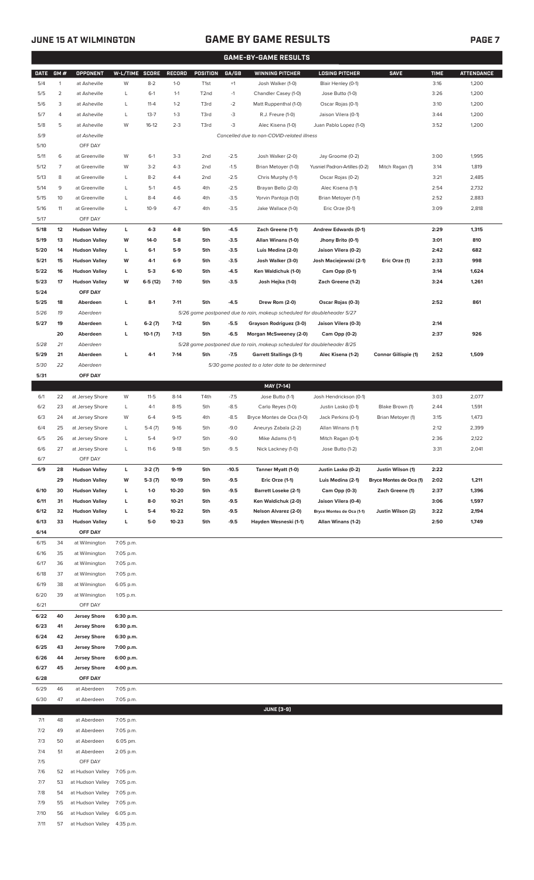## GAME-BY-GAME RESULTS

| DATE | GM # | OPPONENT | W-L/TIME | SCORE | RECORD | POSITION | GA/GB | WINNING PITCHER | LOSING PITCHER | SAVE | TIME | ATTENDANCE |
|---|---|---|---|---|---|---|---|---|---|---|---|---|
| 5/4 | 1 | at Asheville | W | 8-2 | 1-0 | T1st | +1 | Josh Walker (1-0) | Blair Henley (0-1) | | 3:16 | 1,200 |
| 5/5 | 2 | at Asheville | L | 6-1 | 1-1 | T2nd | -1 | Chandler Casey (1-0) | Jose Butto (1-0) | | 3:26 | 1,200 |
| 5/6 | 3 | at Asheville | L | 11-4 | 1-2 | T3rd | -2 | Matt Ruppenthal (1-0) | Oscar Rojas (0-1) | | 3:10 | 1,200 |
| 5/7 | 4 | at Asheville | L | 13-7 | 1-3 | T3rd | -3 | R.J. Freure (1-0) | Jaison Vilera (0-1) | | 3:44 | 1,200 |
| 5/8 | 5 | at Asheville | W | 16-12 | 2-3 | T3rd | -3 | Alec Kisena (1-0) | Juan Pablo Lopez (1-0) | | 3:52 | 1,200 |
| 5/9 | | at Asheville | | | | | | Cancelled due to non-COVID-related illness | | | | |
| 5/10 | | OFF DAY | | | | | | | | | | |
| 5/11 | 6 | at Greenville | W | 6-1 | 3-3 | 2nd | -2.5 | Josh Walker (2-0) | Jay Groome (0-2) | | 3:00 | 1,995 |
| 5/12 | 7 | at Greenville | W | 3-2 | 4-3 | 2nd | -1.5 | Brian Metoyer (1-0) | Yusniel Padron-Artilles (0-2) | Mitch Ragan (1) | 3:14 | 1,819 |
| 5/13 | 8 | at Greenville | L | 8-2 | 4-4 | 2nd | -2.5 | Chris Murphy (1-1) | Oscar Rojas (0-2) | | 3:21 | 2,485 |
| 5/14 | 9 | at Greenville | L | 5-1 | 4-5 | 4th | -2.5 | Brayan Bello (2-0) | Alec Kisena (1-1) | | 2:54 | 2,732 |
| 5/15 | 10 | at Greenville | L | 8-4 | 4-6 | 4th | -3.5 | Yorvin Pantoja (1-0) | Brian Metoyer (1-1) | | 2:52 | 2,883 |
| 5/16 | 11 | at Greenville | L | 10-9 | 4-7 | 4th | -3.5 | Jake Wallace (1-0) | Eric Orze (0-1) | | 3:09 | 2,818 |
| 5/17 | | OFF DAY | | | | | | | | | | |
| **5/18** | **12** | **Hudson Valley** | **L** | **4-3** | **4-8** | **5th** | **-4.5** | **Zach Greene (1-1)** | **Andrew Edwards (0-1)** | | **2:29** | **1,315** |
| **5/19** | **13** | **Hudson Valley** | **W** | **14-0** | **5-8** | **5th** | **-3.5** | **Allan Winans (1-0)** | **Jhony Brito (0-1)** | | **3:01** | **810** |
| **5/20** | **14** | **Hudson Valley** | **L** | **6-1** | **5-9** | **5th** | **-3.5** | **Luis Medina (2-0)** | **Jaison Vilera (0-2)** | | **2:42** | **682** |
| **5/21** | **15** | **Hudson Valley** | **W** | **4-1** | **6-9** | **5th** | **-3.5** | **Josh Walker (3-0)** | **Josh Maciejewski (2-1)** | **Eric Orze (1)** | **2:33** | **998** |
| **5/22** | **16** | **Hudson Valley** | **L** | **5-3** | **6-10** | **5th** | **-4.5** | **Ken Waldichuk (1-0)** | **Cam Opp (0-1)** | | **3:14** | **1,624** |
| **5/23** | **17** | **Hudson Valley** | **W** | **6-5 (12)** | **7-10** | **5th** | **-3.5** | **Josh Hejka (1-0)** | **Zach Greene (1-2)** | | **3:24** | **1,261** |
| **5/24** | | **OFF DAY** | | | | | | | | | | |
| **5/25** | **18** | **Aberdeen** | **L** | **8-1** | **7-11** | **5th** | **-4.5** | **Drew Rom (2-0)** | **Oscar Rojas (0-3)** | | **2:52** | **861** |
| *5/26* | *19* | *Aberdeen* | | | | | | *5/26 game postponed due to rain, makeup scheduled for doubleheader 5/27* | | | | |
| **5/27** | **19** | **Aberdeen** | **L** | **6-2 (7)** | **7-12** | **5th** | **-5.5** | **Grayson Rodriguez (3-0)** | **Jaison Vilera (0-3)** | | **2:14** | |
| | **20** | **Aberdeen** | **L** | **10-1 (7)** | **7-13** | **5th** | **-6.5** | **Morgan McSweeney (2-0)** | **Cam Opp (0-2)** | | **2:37** | **926** |
| *5/28* | *21* | *Aberdeen* | | | | | | *5/28 game postponed due to rain, makeup scheduled for doubleheader 8/25* | | | | |
| **5/29** | **21** | **Aberdeen** | **L** | **4-1** | **7-14** | **5th** | **-7.5** | **Garrett Stallings (3-1)** | **Alec Kisena (1-2)** | **Connor Gillispie (1)** | **2:52** | **1,509** |
| *5/30* | *22* | *Aberdeen* | | | | | | *5/30 game posted to a later date to be determined* | | | | |
| **5/31** | | **OFF DAY** | | | | | | | | | | |
| | | | | | | | | **MAY [7-14]** | | | | |
| 6/1 | 22 | at Jersey Shore | W | 11-5 | 8-14 | T4th | -7.5 | Jose Butto (1-1) | Josh Hendrickson (0-1) | | 3:03 | 2,077 |
| 6/2 | 23 | at Jersey Shore | L | 4-1 | 8-15 | 5th | -8.5 | Carlo Reyes (1-0) | Justin Lasko (0-1) | Blake Brown (1) | 2:44 | 1,591 |
| 6/3 | 24 | at Jersey Shore | W | 6-4 | 9-15 | 4th | -8.5 | Bryce Montes de Oca (1-0) | Jack Perkins (0-1) | Brian Metoyer (1) | 3:15 | 1,473 |
| 6/4 | 25 | at Jersey Shore | L | 5-4 (7) | 9-16 | 5th | -9.0 | Aneurys Zabala (2-2) | Allan Winans (1-1) | | 2:12 | 2,399 |
| 6/5 | 26 | at Jersey Shore | L | 5-4 | 9-17 | 5th | -9.0 | Mike Adams (1-1) | Mitch Ragan (0-1) | | 2:36 | 2,122 |
| 6/6 | 27 | at Jersey Shore | L | 11-6 | 9-18 | 5th | -9..5 | Nick Lackney (1-0) | Jose Butto (1-2) | | 3:31 | 2,041 |
| 6/7 | | OFF DAY | | | | | | | | | | |
| **6/9** | **28** | **Hudson Valley** | **L** | **3-2 (7)** | **9-19** | **5th** | **-10.5** | **Tanner Myatt (1-0)** | **Justin Lasko (0-2)** | **Justin Wilson (1)** | **2:22** | |
| | **29** | **Hudson Valley** | **W** | **5-3 (7)** | **10-19** | **5th** | **-9.5** | **Eric Orze (1-1)** | **Luis Medina (2-1)** | **Bryce Montes de Oca (1)** | **2:02** | **1,211** |
| **6/10** | **30** | **Hudson Valley** | **L** | **1-0** | **10-20** | **5th** | **-9.5** | **Barrett Loseke (2-1)** | **Cam Opp (0-3)** | **Zach Greene (1)** | **2:37** | **1,396** |
| **6/11** | **31** | **Hudson Valley** | **L** | **8-0** | **10-21** | **5th** | **-9.5** | **Ken Waldichuk (2-0)** | **Jaison Vilera (0-4)** | | **3:06** | **1,597** |
| **6/12** | **32** | **Hudson Valley** | **L** | **5-4** | **10-22** | **5th** | **-9.5** | **Nelson Alvarez (2-0)** | **Bryce Montes de Oca (1-1)** | **Justin Wilson (2)** | **3:22** | **2,194** |
| **6/13** | **33** | **Hudson Valley** | **L** | **5-0** | **10-23** | **5th** | **-9.5** | **Hayden Wesneski (1-1)** | **Allan Winans (1-2)** | | **2:50** | **1,749** |
| **6/14** | | **OFF DAY** | | | | | | | | | | |
| 6/15 | 34 | at Wilmington | 7:05 p.m. | | | | | | | | | |
| 6/16 | 35 | at Wilmington | 7:05 p.m. | | | | | | | | | |
| 6/17 | 36 | at Wilmington | 7:05 p.m. | | | | | | | | | |
| 6/18 | 37 | at Wilmington | 7:05 p.m. | | | | | | | | | |
| 6/19 | 38 | at Wilmington | 6:05 p.m. | | | | | | | | | |
| 6/20 | 39 | at Wilmington | 1:05 p.m. | | | | | | | | | |
| 6/21 | | OFF DAY | | | | | | | | | | |
| **6/22** | **40** | **Jersey Shore** | **6:30 p.m.** | | | | | | | | | |
| **6/23** | **41** | **Jersey Shore** | **6:30 p.m.** | | | | | | | | | |
| **6/24** | **42** | **Jersey Shore** | **6:30 p.m.** | | | | | | | | | |
| **6/25** | **43** | **Jersey Shore** | **7:00 p.m.** | | | | | | | | | |
| **6/26** | **44** | **Jersey Shore** | **6:00 p.m.** | | | | | | | | | |
| **6/27** | **45** | **Jersey Shore** | **4:00 p.m.** | | | | | | | | | |
| **6/28** | | **OFF DAY** | | | | | | | | | | |
| 6/29 | 46 | at Aberdeen | 7:05 p.m. | | | | | | | | | |
| 6/30 | 47 | at Aberdeen | 7:05 p.m. | | | | | | | | | |
| | | | | | | | | **JUNE [3-9]** | | | | |
| 7/1 | 48 | at Aberdeen | 7:05 p.m. | | | | | | | | | |
| 7/2 | 49 | at Aberdeen | 7:05 p.m. | | | | | | | | | |
| 7/3 | 50 | at Aberdeen | 6:05 pm. | | | | | | | | | |
| 7/4 | 51 | at Aberdeen | 2:05 p.m. | | | | | | | | | |
| 7/5 | | OFF DAY | | | | | | | | | | |
| 7/6 | 52 | at Hudson Valley | 7:05 p.m. | | | | | | | | | |
| 7/7 | 53 | at Hudson Valley | 7:05 p.m. | | | | | | | | | |
| 7/8 | 54 | at Hudson Valley | 7:05 p.m. | | | | | | | | | |
| 7/9 | 55 | at Hudson Valley | 7:05 p.m. | | | | | | | | | |
| 7/10 | 56 | at Hudson Valley | 6:05 p.m. | | | | | | | | | |
| 7/11 | 57 | at Hudson Valley | 4:35 p.m. | | | | | | | | | |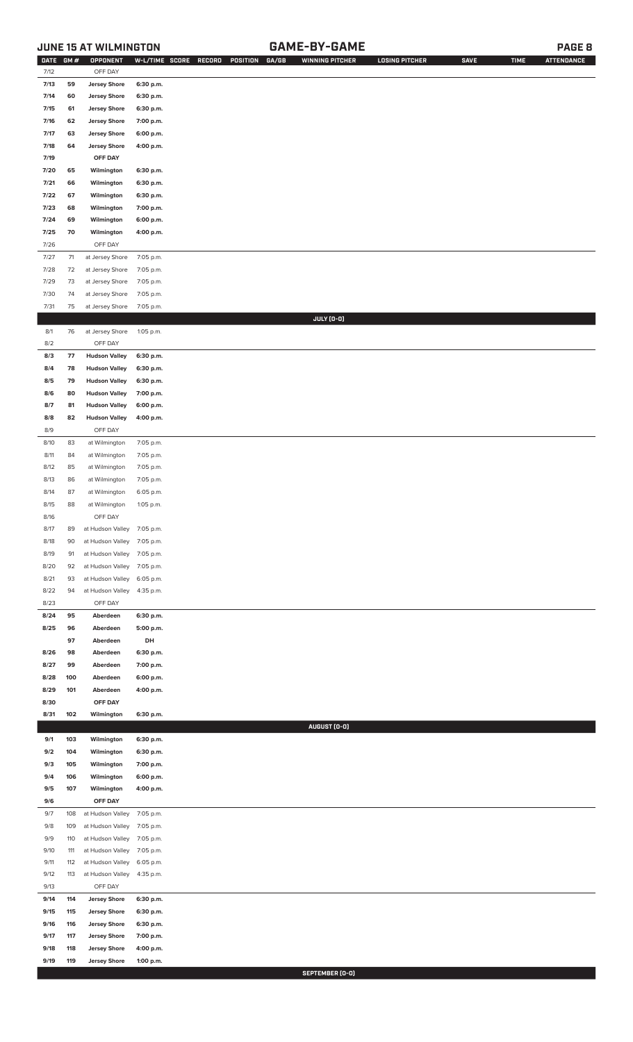## JUNE 15 AT WILMINGTON — GAME-BY-GAME

| DATE | GM # | OPPONENT | W-L/TIME | SCORE | RECORD | POSITION | GA/GB | WINNING PITCHER | LOSING PITCHER | SAVE | TIME | ATTENDANCE |
|---|---|---|---|---|---|---|---|---|---|---|---|---|
| 7/12 | | OFF DAY | | | | | | | | | | |
| 7/13 | 59 | Jersey Shore | 6:30 p.m. | | | | | | | | | |
| 7/14 | 60 | Jersey Shore | 6:30 p.m. | | | | | | | | | |
| 7/15 | 61 | Jersey Shore | 6:30 p.m. | | | | | | | | | |
| 7/16 | 62 | Jersey Shore | 7:00 p.m. | | | | | | | | | |
| 7/17 | 63 | Jersey Shore | 6:00 p.m. | | | | | | | | | |
| 7/18 | 64 | Jersey Shore | 4:00 p.m. | | | | | | | | | |
| 7/19 | | OFF DAY | | | | | | | | | | |
| 7/20 | 65 | Wilmington | 6:30 p.m. | | | | | | | | | |
| 7/21 | 66 | Wilmington | 6:30 p.m. | | | | | | | | | |
| 7/22 | 67 | Wilmington | 6:30 p.m. | | | | | | | | | |
| 7/23 | 68 | Wilmington | 7:00 p.m. | | | | | | | | | |
| 7/24 | 69 | Wilmington | 6:00 p.m. | | | | | | | | | |
| 7/25 | 70 | Wilmington | 4:00 p.m. | | | | | | | | | |
| 7/26 | | OFF DAY | | | | | | | | | | |
| 7/27 | 71 | at Jersey Shore | 7:05 p.m. | | | | | | | | | |
| 7/28 | 72 | at Jersey Shore | 7:05 p.m. | | | | | | | | | |
| 7/29 | 73 | at Jersey Shore | 7:05 p.m. | | | | | | | | | |
| 7/30 | 74 | at Jersey Shore | 7:05 p.m. | | | | | | | | | |
| 7/31 | 75 | at Jersey Shore | 7:05 p.m. | | | | | | | | | |
| | | | | | | | | **JULY (0-0)** | | | | |
| 8/1 | 76 | at Jersey Shore | 1:05 p.m. | | | | | | | | | |
| 8/2 | | OFF DAY | | | | | | | | | | |
| 8/3 | 77 | Hudson Valley | 6:30 p.m. | | | | | | | | | |
| 8/4 | 78 | Hudson Valley | 6:30 p.m. | | | | | | | | | |
| 8/5 | 79 | Hudson Valley | 6:30 p.m. | | | | | | | | | |
| 8/6 | 80 | Hudson Valley | 7:00 p.m. | | | | | | | | | |
| 8/7 | 81 | Hudson Valley | 6:00 p.m. | | | | | | | | | |
| 8/8 | 82 | Hudson Valley | 4:00 p.m. | | | | | | | | | |
| 8/9 | | OFF DAY | | | | | | | | | | |
| 8/10 | 83 | at Wilmington | 7:05 p.m. | | | | | | | | | |
| 8/11 | 84 | at Wilmington | 7:05 p.m. | | | | | | | | | |
| 8/12 | 85 | at Wilmington | 7:05 p.m. | | | | | | | | | |
| 8/13 | 86 | at Wilmington | 7:05 p.m. | | | | | | | | | |
| 8/14 | 87 | at Wilmington | 6:05 p.m. | | | | | | | | | |
| 8/15 | 88 | at Wilmington | 1:05 p.m. | | | | | | | | | |
| 8/16 | | OFF DAY | | | | | | | | | | |
| 8/17 | 89 | at Hudson Valley | 7:05 p.m. | | | | | | | | | |
| 8/18 | 90 | at Hudson Valley | 7:05 p.m. | | | | | | | | | |
| 8/19 | 91 | at Hudson Valley | 7:05 p.m. | | | | | | | | | |
| 8/20 | 92 | at Hudson Valley | 7:05 p.m. | | | | | | | | | |
| 8/21 | 93 | at Hudson Valley | 6:05 p.m. | | | | | | | | | |
| 8/22 | 94 | at Hudson Valley | 4:35 p.m. | | | | | | | | | |
| 8/23 | | OFF DAY | | | | | | | | | | |
| 8/24 | 95 | Aberdeen | 6:30 p.m. | | | | | | | | | |
| 8/25 | 96 | Aberdeen | 5:00 p.m. | | | | | | | | | |
| | 97 | Aberdeen | DH | | | | | | | | | |
| 8/26 | 98 | Aberdeen | 6:30 p.m. | | | | | | | | | |
| 8/27 | 99 | Aberdeen | 7:00 p.m. | | | | | | | | | |
| 8/28 | 100 | Aberdeen | 6:00 p.m. | | | | | | | | | |
| 8/29 | 101 | Aberdeen | 4:00 p.m. | | | | | | | | | |
| 8/30 | | OFF DAY | | | | | | | | | | |
| 8/31 | 102 | Wilmington | 6:30 p.m. | | | | | | | | | |
| | | | | | | | | **AUGUST (0-0)** | | | | |
| 9/1 | 103 | Wilmington | 6:30 p.m. | | | | | | | | | |
| 9/2 | 104 | Wilmington | 6:30 p.m. | | | | | | | | | |
| 9/3 | 105 | Wilmington | 7:00 p.m. | | | | | | | | | |
| 9/4 | 106 | Wilmington | 6:00 p.m. | | | | | | | | | |
| 9/5 | 107 | Wilmington | 4:00 p.m. | | | | | | | | | |
| 9/6 | | OFF DAY | | | | | | | | | | |
| 9/7 | 108 | at Hudson Valley | 7:05 p.m. | | | | | | | | | |
| 9/8 | 109 | at Hudson Valley | 7:05 p.m. | | | | | | | | | |
| 9/9 | 110 | at Hudson Valley | 7:05 p.m. | | | | | | | | | |
| 9/10 | 111 | at Hudson Valley | 7:05 p.m. | | | | | | | | | |
| 9/11 | 112 | at Hudson Valley | 6:05 p.m. | | | | | | | | | |
| 9/12 | 113 | at Hudson Valley | 4:35 p.m. | | | | | | | | | |
| 9/13 | | OFF DAY | | | | | | | | | | |
| 9/14 | 114 | Jersey Shore | 6:30 p.m. | | | | | | | | | |
| 9/15 | 115 | Jersey Shore | 6:30 p.m. | | | | | | | | | |
| 9/16 | 116 | Jersey Shore | 6:30 p.m. | | | | | | | | | |
| 9/17 | 117 | Jersey Shore | 7:00 p.m. | | | | | | | | | |
| 9/18 | 118 | Jersey Shore | 4:00 p.m. | | | | | | | | | |
| 9/19 | 119 | Jersey Shore | 1:00 p.m. | | | | | | | | | |
| | | | | | | | | **SEPTEMBER (0-0)** | | | | |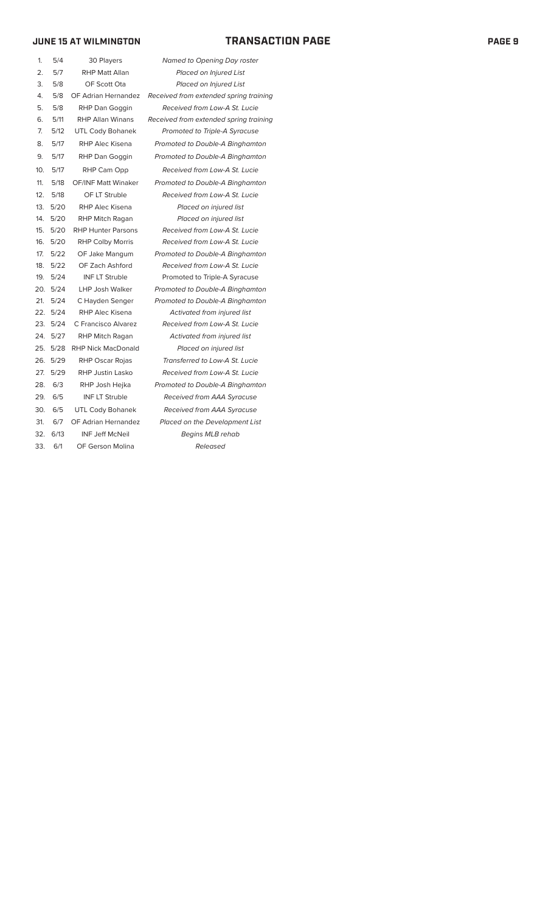## TRANSACTION PAGE

| | | | |
|---|---|---|---|
| 1. | 5/4 | 30 Players | *Named to Opening Day roster* |
| 2. | 5/7 | RHP Matt Allan | *Placed on Injured List* |
| 3. | 5/8 | OF Scott Ota | *Placed on Injured List* |
| 4. | 5/8 | OF Adrian Hernandez | *Received from extended spring training* |
| 5. | 5/8 | RHP Dan Goggin | *Received from Low-A St. Lucie* |
| 6. | 5/11 | RHP Allan Winans | *Received from extended spring training* |
| 7. | 5/12 | UTL Cody Bohanek | *Promoted to Triple-A Syracuse* |
| 8. | 5/17 | RHP Alec Kisena | *Promoted to Double-A Binghamton* |
| 9. | 5/17 | RHP Dan Goggin | *Promoted to Double-A Binghamton* |
| 10. | 5/17 | RHP Cam Opp | *Received from Low-A St. Lucie* |
| 11. | 5/18 | OF/INF Matt Winaker | *Promoted to Double-A Binghamton* |
| 12. | 5/18 | OF LT Struble | *Received from Low-A St. Lucie* |
| 13. | 5/20 | RHP Alec Kisena | *Placed on injured list* |
| 14. | 5/20 | RHP Mitch Ragan | *Placed on injured list* |
| 15. | 5/20 | RHP Hunter Parsons | *Received from Low-A St. Lucie* |
| 16. | 5/20 | RHP Colby Morris | *Received from Low-A St. Lucie* |
| 17. | 5/22 | OF Jake Mangum | *Promoted to Double-A Binghamton* |
| 18. | 5/22 | OF Zach Ashford | *Received from Low-A St. Lucie* |
| 19. | 5/24 | INF LT Struble | Promoted to Triple-A Syracuse |
| 20. | 5/24 | LHP Josh Walker | *Promoted to Double-A Binghamton* |
| 21. | 5/24 | C Hayden Senger | *Promoted to Double-A Binghamton* |
| 22. | 5/24 | RHP Alec Kisena | *Activated from injured list* |
| 23. | 5/24 | C Francisco Alvarez | *Received from Low-A St. Lucie* |
| 24. | 5/27 | RHP Mitch Ragan | *Activated from injured list* |
| 25. | 5/28 | RHP Nick MacDonald | *Placed on injured list* |
| 26. | 5/29 | RHP Oscar Rojas | *Transferred to Low-A St. Lucie* |
| 27. | 5/29 | RHP Justin Lasko | *Received from Low-A St. Lucie* |
| 28. | 6/3 | RHP Josh Hejka | *Promoted to Double-A Binghamton* |
| 29. | 6/5 | INF LT Struble | *Received from AAA Syracuse* |
| 30. | 6/5 | UTL Cody Bohanek | *Received from AAA Syracuse* |
| 31. | 6/7 | OF Adrian Hernandez | *Placed on the Development List* |
| 32. | 6/13 | INF Jeff McNeil | *Begins MLB rehab* |
| 33. | 6/1 | OF Gerson Molina | *Released* |